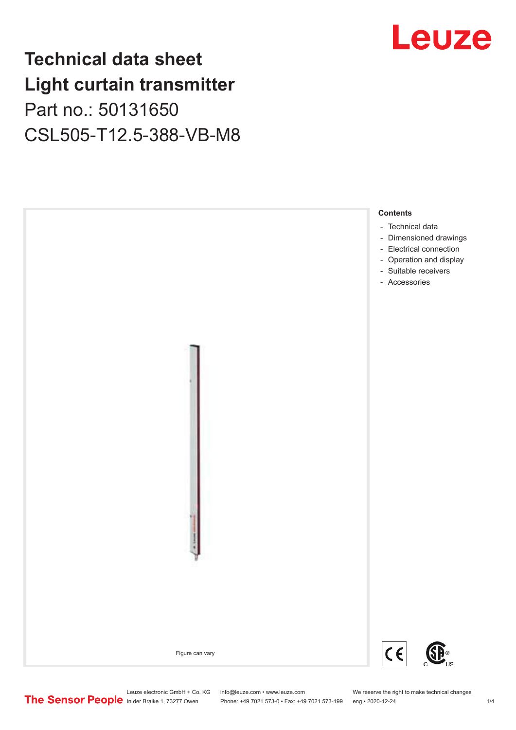# Technical data sheet
# Light curtain transmitter
## Part no.: 50131650
## CSL505-T12.5-388-VB-M8

Figure can vary

**Contents**

- Technical data
- Dimensioned drawings
- Electrical connection
- Operation and display
- Suitable receivers
- Accessories

Leuze electronic GmbH + Co. KG
In der Braike 1, 73277 Owen

info@leuze.com • www.leuze.com
Phone: +49 7021 573-0 • Fax: +49 7021 573-199

We reserve the right to make technical changes
eng • 2020-12-24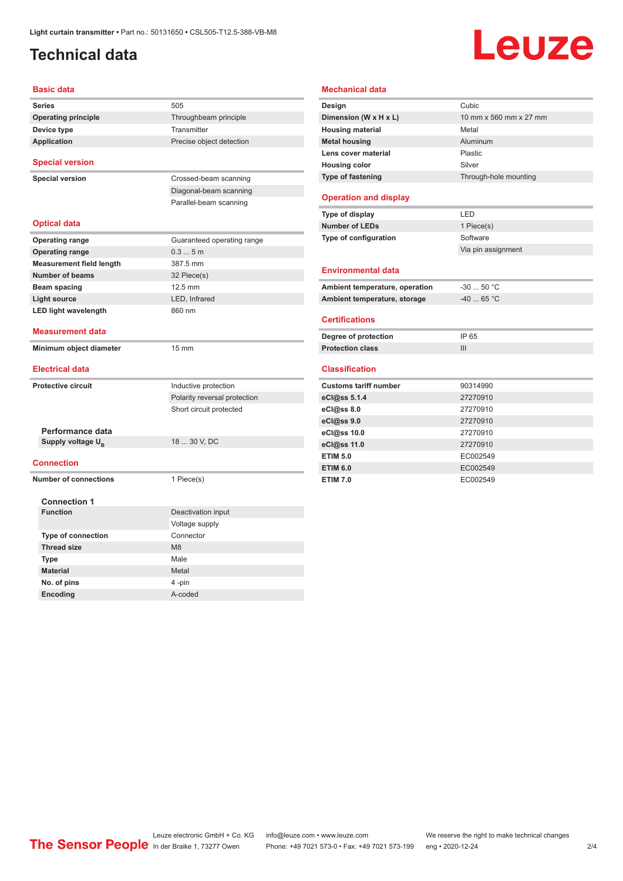# Technical data

## Basic data

| | |
|---|---|
| **Series** | 505 |
| **Operating principle** | Throughbeam principle |
| **Device type** | Transmitter |
| **Application** | Precise object detection |

## Special version

| | |
|---|---|
| **Special version** | Crossed-beam scanning |
| | Diagonal-beam scanning |
| | Parallel-beam scanning |

## Optical data

| | |
|---|---|
| **Operating range** | Guaranteed operating range |
| **Operating range** | 0.3 ... 5 m |
| **Measurement field length** | 387.5 mm |
| **Number of beams** | 32 Piece(s) |
| **Beam spacing** | 12.5 mm |
| **Light source** | LED, Infrared |
| **LED light wavelength** | 860 nm |

## Measurement data

| | |
|---|---|
| **Minimum object diameter** | 15 mm |

## Electrical data

| | |
|---|---|
| **Protective circuit** | Inductive protection |
| | Polarity reversal protection |
| | Short circuit protected |

### Performance data

| | |
|---|---|
| **Supply voltage $U_B$** | 18 ... 30 V, DC |

## Connection

| | |
|---|---|
| **Number of connections** | 1 Piece(s) |

### Connection 1

| | |
|---|---|
| **Function** | Deactivation input |
| | Voltage supply |
| **Type of connection** | Connector |
| **Thread size** | M8 |
| **Type** | Male |
| **Material** | Metal |
| **No. of pins** | 4 -pin |
| **Encoding** | A-coded |

## Mechanical data

| | |
|---|---|
| **Design** | Cubic |
| **Dimension (W x H x L)** | 10 mm x 560 mm x 27 mm |
| **Housing material** | Metal |
| **Metal housing** | Aluminum |
| **Lens cover material** | Plastic |
| **Housing color** | Silver |
| **Type of fastening** | Through-hole mounting |

## Operation and display

| | |
|---|---|
| **Type of display** | LED |
| **Number of LEDs** | 1 Piece(s) |
| **Type of configuration** | Software |
| | Via pin assignment |

## Environmental data

| | |
|---|---|
| **Ambient temperature, operation** | -30 ... 50 °C |
| **Ambient temperature, storage** | -40 ... 65 °C |

## Certifications

| | |
|---|---|
| **Degree of protection** | IP 65 |
| **Protection class** | III |

## Classification

| | |
|---|---|
| **Customs tariff number** | 90314990 |
| **eCl@ss 5.1.4** | 27270910 |
| **eCl@ss 8.0** | 27270910 |
| **eCl@ss 9.0** | 27270910 |
| **eCl@ss 10.0** | 27270910 |
| **eCl@ss 11.0** | 27270910 |
| **ETIM 5.0** | EC002549 |
| **ETIM 6.0** | EC002549 |
| **ETIM 7.0** | EC002549 |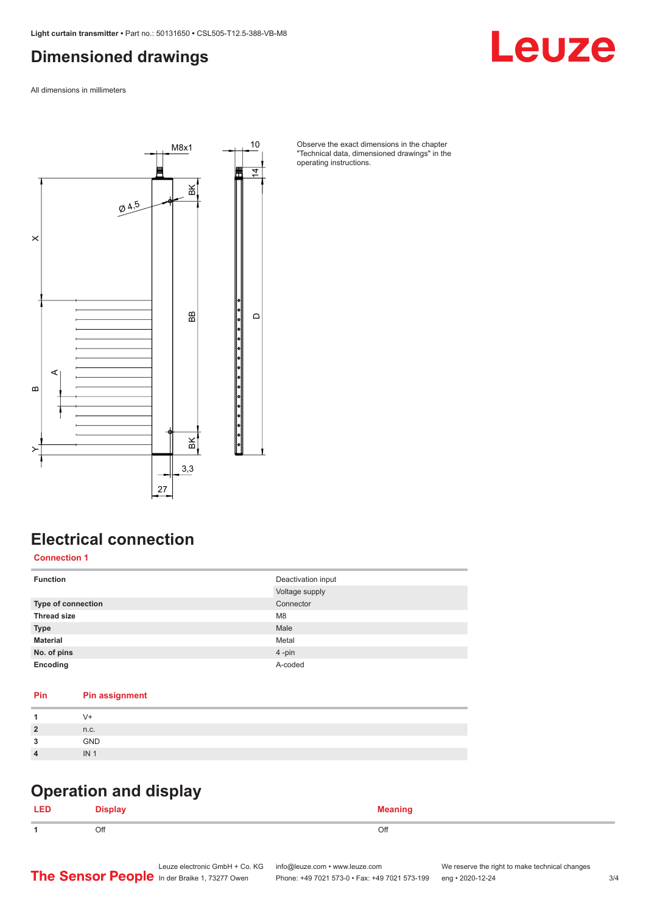# Dimensioned drawings

All dimensions in millimeters

Observe the exact dimensions in the chapter "Technical data, dimensioned drawings" in the operating instructions.

# Electrical connection

### Connection 1

| | |
|---|---|
| **Function** | Deactivation input |
| | Voltage supply |
| **Type of connection** | Connector |
| **Thread size** | M8 |
| **Type** | Male |
| **Material** | Metal |
| **No. of pins** | 4 -pin |
| **Encoding** | A-coded |

| Pin | Pin assignment |
|---|---|
| **1** | V+ |
| **2** | n.c. |
| **3** | GND |
| **4** | IN 1 |

# Operation and display

| LED | Display | Meaning |
|---|---|---|
| **1** | Off | Off |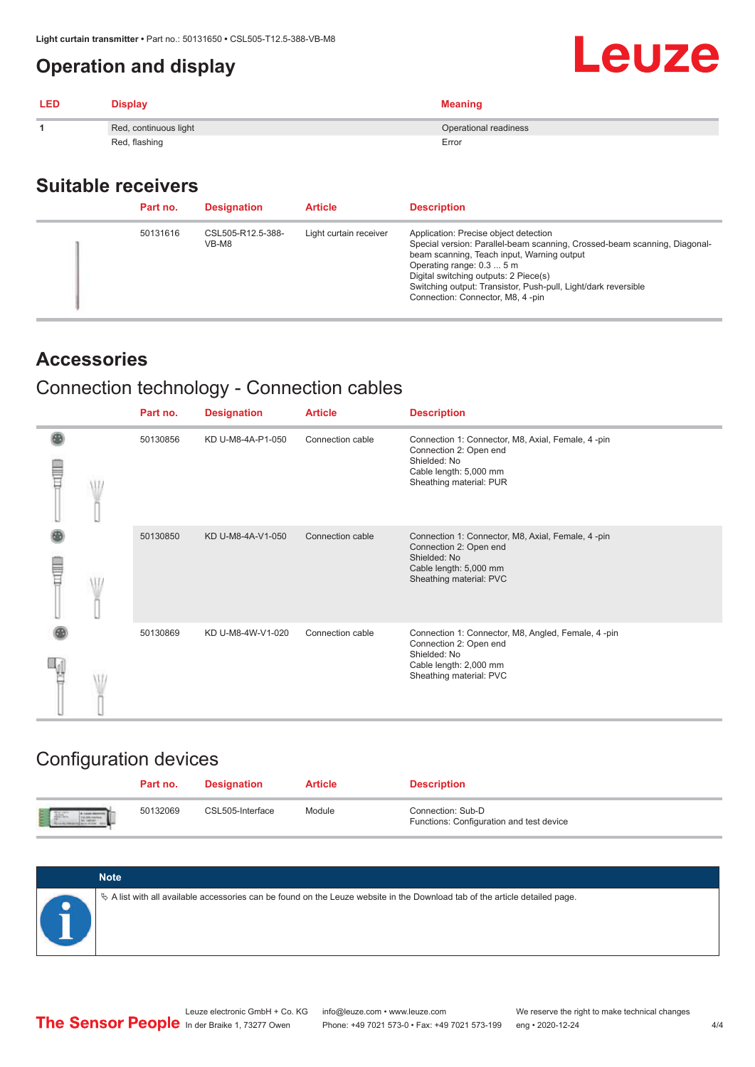# Operation and display

| LED | Display | Meaning |
|---|---|---|
| 1 | Red, continuous light | Operational readiness |
| | Red, flashing | Error |

## Suitable receivers

| Part no. | Designation | Article | Description |
|---|---|---|---|
| 50131616 | CSL505-R12.5-388-VB-M8 | Light curtain receiver | Application: Precise object detection<br>Special version: Parallel-beam scanning, Crossed-beam scanning, Diagonal-beam scanning, Teach input, Warning output<br>Operating range: 0.3 ... 5 m<br>Digital switching outputs: 2 Piece(s)<br>Switching output: Transistor, Push-pull, Light/dark reversible<br>Connection: Connector, M8, 4 -pin |

## Accessories

### Connection technology - Connection cables

| Part no. | Designation | Article | Description |
|---|---|---|---|
| 50130856 | KD U-M8-4A-P1-050 | Connection cable | Connection 1: Connector, M8, Axial, Female, 4 -pin<br>Connection 2: Open end<br>Shielded: No<br>Cable length: 5,000 mm<br>Sheathing material: PUR |
| 50130850 | KD U-M8-4A-V1-050 | Connection cable | Connection 1: Connector, M8, Axial, Female, 4 -pin<br>Connection 2: Open end<br>Shielded: No<br>Cable length: 5,000 mm<br>Sheathing material: PVC |
| 50130869 | KD U-M8-4W-V1-020 | Connection cable | Connection 1: Connector, M8, Angled, Female, 4 -pin<br>Connection 2: Open end<br>Shielded: No<br>Cable length: 2,000 mm<br>Sheathing material: PVC |

### Configuration devices

| Part no. | Designation | Article | Description |
|---|---|---|---|
| 50132069 | CSL505-Interface | Module | Connection: Sub-D<br>Functions: Configuration and test device |

**Note**

A list with all available accessories can be found on the Leuze website in the Download tab of the article detailed page.